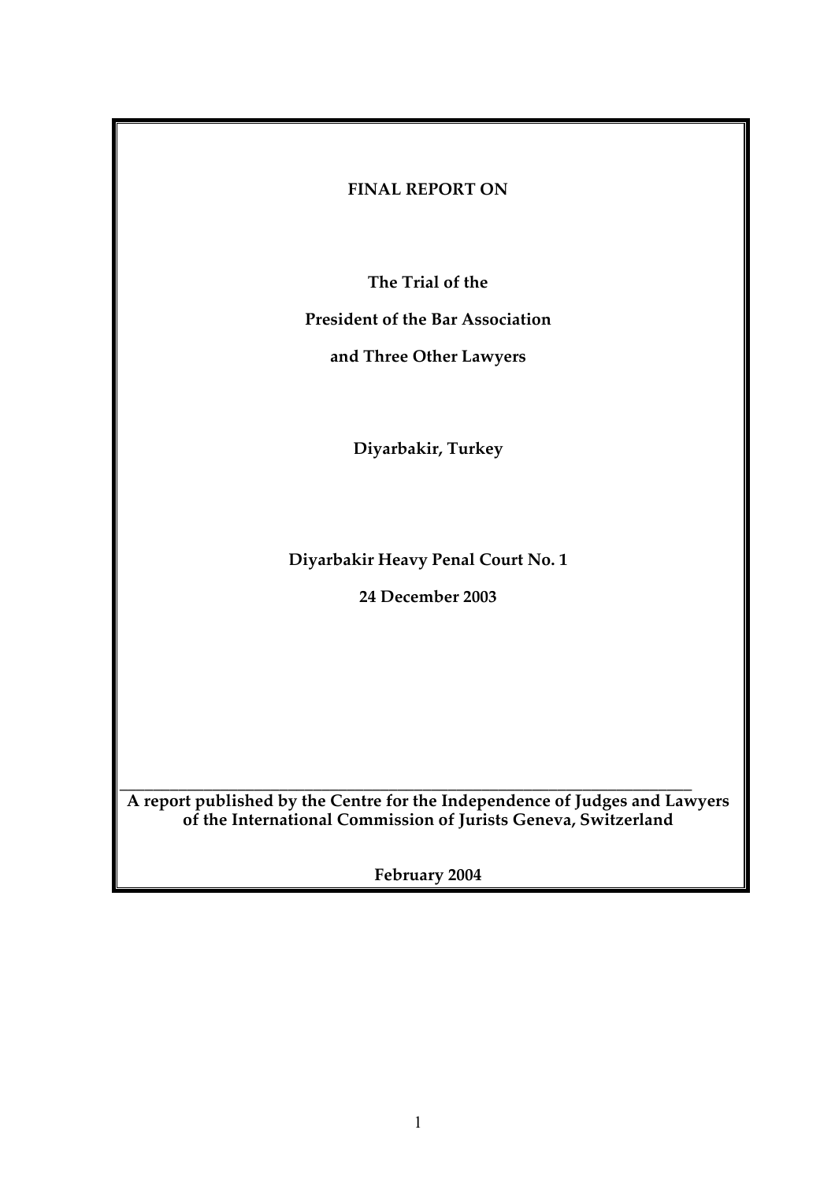**FINAL REPORT ON**

**The Trial of the**

**President of the Bar Association**

**and Three Other Lawyers**

**Diyarbakir, Turkey**

**Diyarbakir Heavy Penal Court No. 1**

**24 December 2003**

---

**A report published by the Centre for the Independence of Judges and Lawyers of the International Commission of Jurists Geneva, Switzerland**

**February 2004**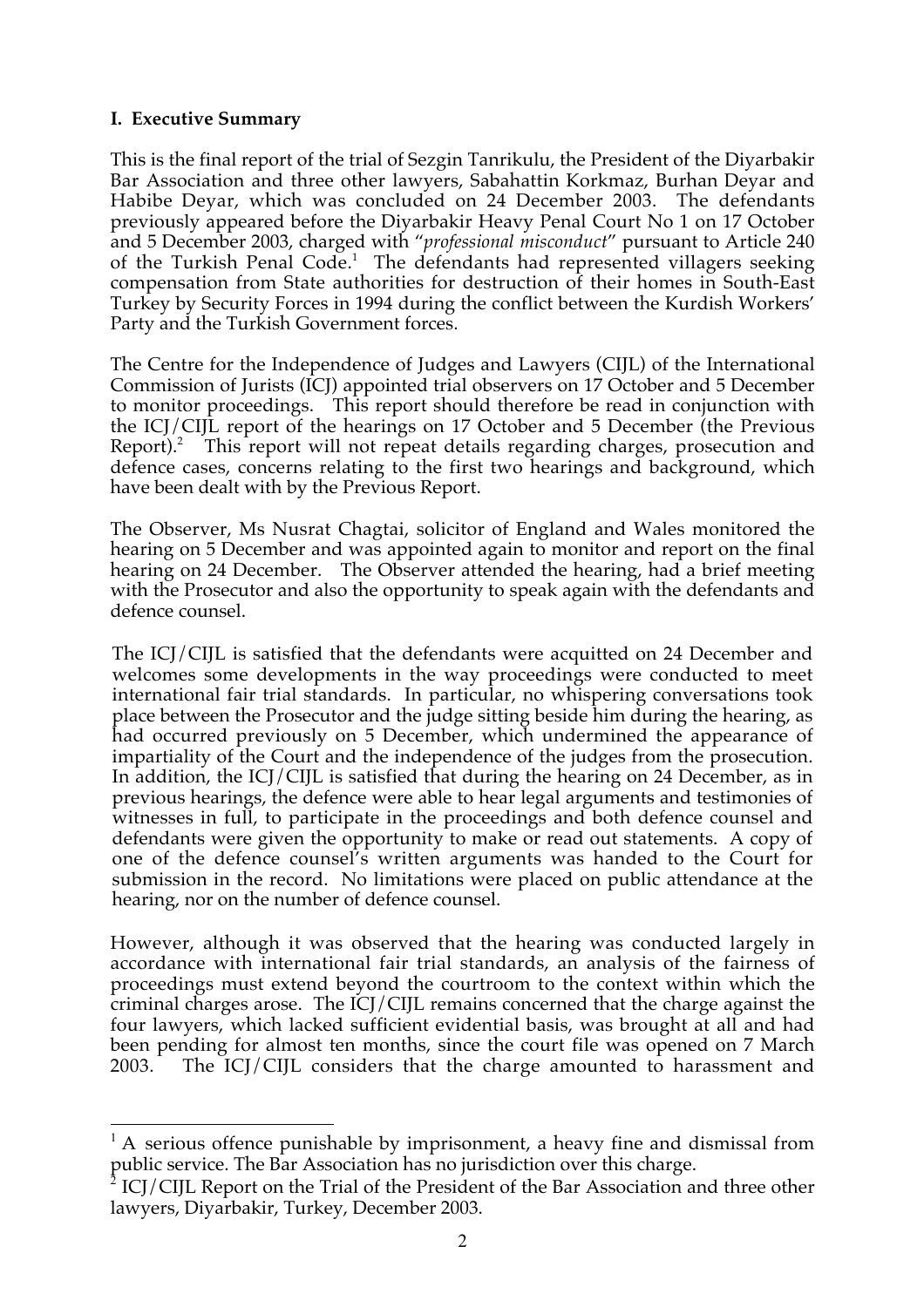**I. Executive Summary**

This is the final report of the trial of Sezgin Tanrikulu, the President of the Diyarbakir Bar Association and three other lawyers, Sabahattin Korkmaz, Burhan Deyar and Habibe Deyar, which was concluded on 24 December 2003. The defendants previously appeared before the Diyarbakir Heavy Penal Court No 1 on 17 October and 5 December 2003, charged with "*professional misconduct*" pursuant to Article 240 of the Turkish Penal Code.[1] The defendants had represented villagers seeking compensation from State authorities for destruction of their homes in South-East Turkey by Security Forces in 1994 during the conflict between the Kurdish Workers' Party and the Turkish Government forces.

The Centre for the Independence of Judges and Lawyers (CIJL) of the International Commission of Jurists (ICJ) appointed trial observers on 17 October and 5 December to monitor proceedings. This report should therefore be read in conjunction with the ICJ/CIJL report of the hearings on 17 October and 5 December (the Previous Report).[2] This report will not repeat details regarding charges, prosecution and defence cases, concerns relating to the first two hearings and background, which have been dealt with by the Previous Report.

The Observer, Ms Nusrat Chagtai, solicitor of England and Wales monitored the hearing on 5 December and was appointed again to monitor and report on the final hearing on 24 December. The Observer attended the hearing, had a brief meeting with the Prosecutor and also the opportunity to speak again with the defendants and defence counsel.

The ICJ/CIJL is satisfied that the defendants were acquitted on 24 December and welcomes some developments in the way proceedings were conducted to meet international fair trial standards. In particular, no whispering conversations took place between the Prosecutor and the judge sitting beside him during the hearing, as had occurred previously on 5 December, which undermined the appearance of impartiality of the Court and the independence of the judges from the prosecution. In addition, the ICJ/CIJL is satisfied that during the hearing on 24 December, as in previous hearings, the defence were able to hear legal arguments and testimonies of witnesses in full, to participate in the proceedings and both defence counsel and defendants were given the opportunity to make or read out statements. A copy of one of the defence counsel's written arguments was handed to the Court for submission in the record. No limitations were placed on public attendance at the hearing, nor on the number of defence counsel.

However, although it was observed that the hearing was conducted largely in accordance with international fair trial standards, an analysis of the fairness of proceedings must extend beyond the courtroom to the context within which the criminal charges arose. The ICJ/CIJL remains concerned that the charge against the four lawyers, which lacked sufficient evidential basis, was brought at all and had been pending for almost ten months, since the court file was opened on 7 March 2003. The ICJ/CIJL considers that the charge amounted to harassment and

---

[1] A serious offence punishable by imprisonment, a heavy fine and dismissal from public service. The Bar Association has no jurisdiction over this charge.

[2] ICJ/CIJL Report on the Trial of the President of the Bar Association and three other lawyers, Diyarbakir, Turkey, December 2003.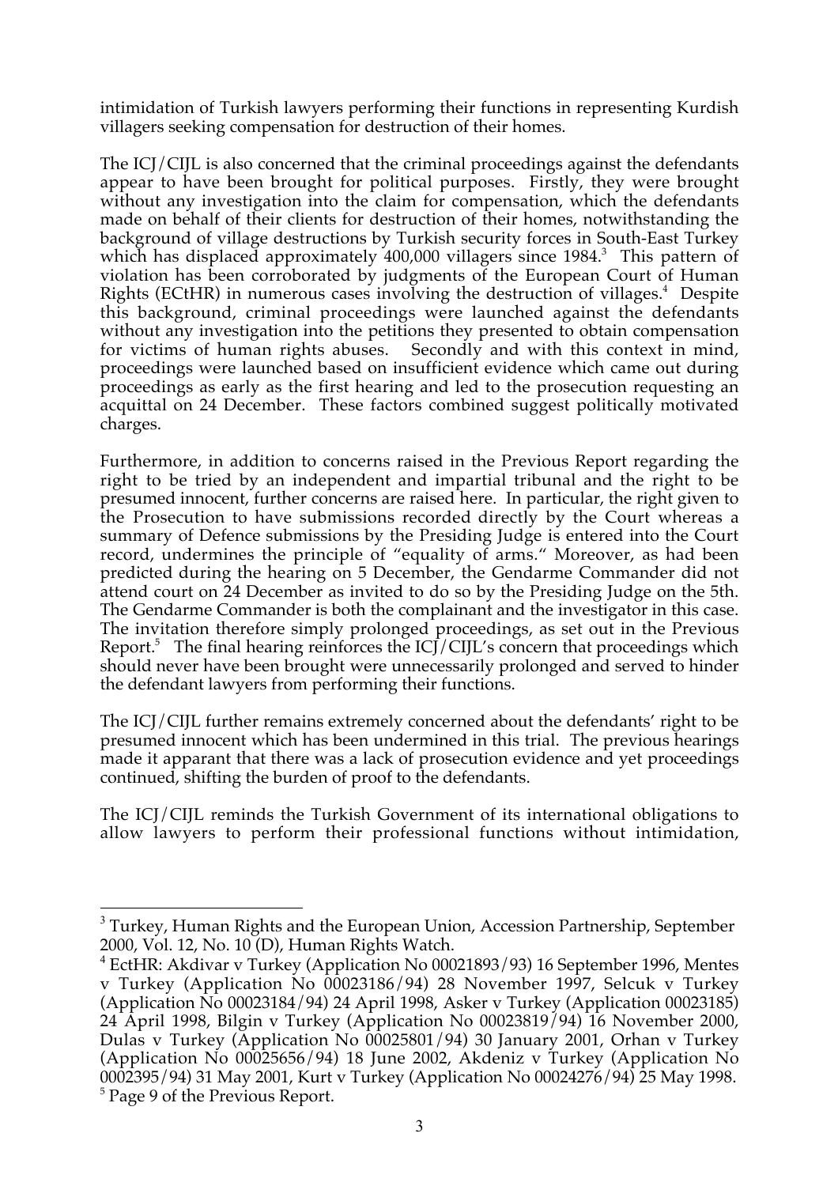intimidation of Turkish lawyers performing their functions in representing Kurdish villagers seeking compensation for destruction of their homes.

The ICJ/CIJL is also concerned that the criminal proceedings against the defendants appear to have been brought for political purposes. Firstly, they were brought without any investigation into the claim for compensation, which the defendants made on behalf of their clients for destruction of their homes, notwithstanding the background of village destructions by Turkish security forces in South-East Turkey which has displaced approximately 400,000 villagers since 1984.[3] This pattern of violation has been corroborated by judgments of the European Court of Human Rights (ECtHR) in numerous cases involving the destruction of villages.[4] Despite this background, criminal proceedings were launched against the defendants without any investigation into the petitions they presented to obtain compensation for victims of human rights abuses. Secondly and with this context in mind, proceedings were launched based on insufficient evidence which came out during proceedings as early as the first hearing and led to the prosecution requesting an acquittal on 24 December. These factors combined suggest politically motivated charges.

Furthermore, in addition to concerns raised in the Previous Report regarding the right to be tried by an independent and impartial tribunal and the right to be presumed innocent, further concerns are raised here. In particular, the right given to the Prosecution to have submissions recorded directly by the Court whereas a summary of Defence submissions by the Presiding Judge is entered into the Court record, undermines the principle of "equality of arms." Moreover, as had been predicted during the hearing on 5 December, the Gendarme Commander did not attend court on 24 December as invited to do so by the Presiding Judge on the 5th. The Gendarme Commander is both the complainant and the investigator in this case. The invitation therefore simply prolonged proceedings, as set out in the Previous Report.[5] The final hearing reinforces the ICJ/CIJL's concern that proceedings which should never have been brought were unnecessarily prolonged and served to hinder the defendant lawyers from performing their functions.

The ICJ/CIJL further remains extremely concerned about the defendants' right to be presumed innocent which has been undermined in this trial. The previous hearings made it apparant that there was a lack of prosecution evidence and yet proceedings continued, shifting the burden of proof to the defendants.

The ICJ/CIJL reminds the Turkish Government of its international obligations to allow lawyers to perform their professional functions without intimidation,

---

[3] Turkey, Human Rights and the European Union, Accession Partnership, September 2000, Vol. 12, No. 10 (D), Human Rights Watch.

[4] EctHR: Akdivar v Turkey (Application No 00021893/93) 16 September 1996, Mentes v Turkey (Application No 00023186/94) 28 November 1997, Selcuk v Turkey (Application No 00023184/94) 24 April 1998, Asker v Turkey (Application 00023185) 24 April 1998, Bilgin v Turkey (Application No 00023819/94) 16 November 2000, Dulas v Turkey (Application No 00025801/94) 30 January 2001, Orhan v Turkey (Application No 00025656/94) 18 June 2002, Akdeniz v Turkey (Application No 0002395/94) 31 May 2001, Kurt v Turkey (Application No 00024276/94) 25 May 1998.

[5] Page 9 of the Previous Report.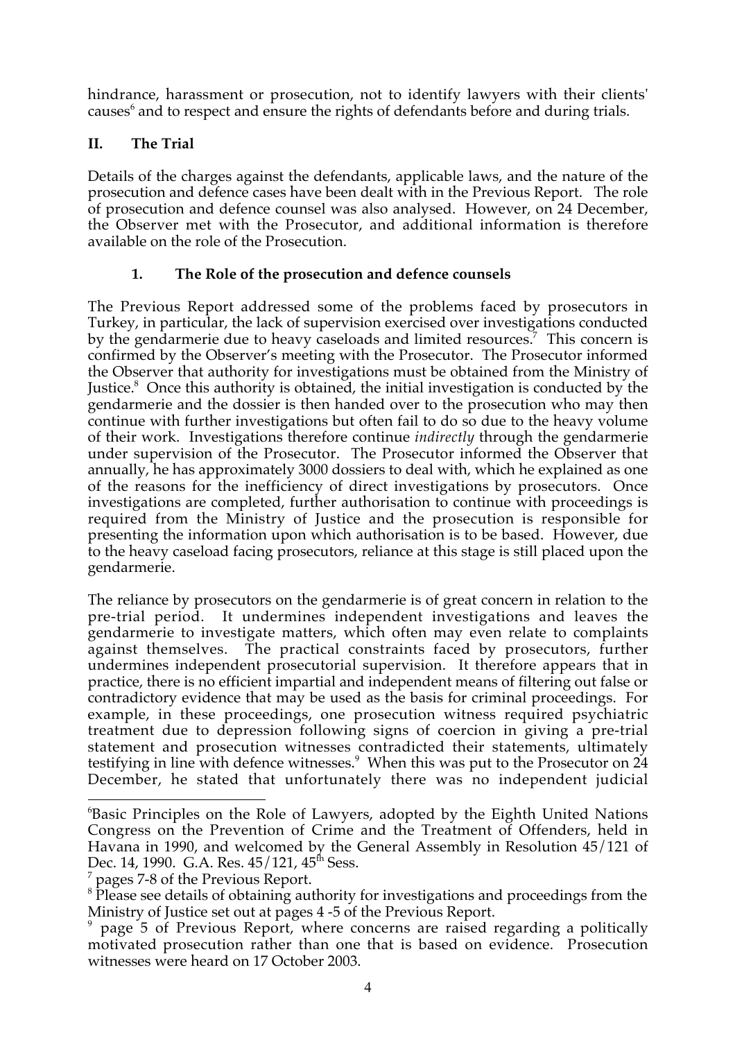hindrance, harassment or prosecution, not to identify lawyers with their clients' causes[6] and to respect and ensure the rights of defendants before and during trials.

## II. The Trial

Details of the charges against the defendants, applicable laws, and the nature of the prosecution and defence cases have been dealt with in the Previous Report. The role of prosecution and defence counsel was also analysed. However, on 24 December, the Observer met with the Prosecutor, and additional information is therefore available on the role of the Prosecution.

### 1. The Role of the prosecution and defence counsels

The Previous Report addressed some of the problems faced by prosecutors in Turkey, in particular, the lack of supervision exercised over investigations conducted by the gendarmerie due to heavy caseloads and limited resources.[7] This concern is confirmed by the Observer's meeting with the Prosecutor. The Prosecutor informed the Observer that authority for investigations must be obtained from the Ministry of Justice.[8] Once this authority is obtained, the initial investigation is conducted by the gendarmerie and the dossier is then handed over to the prosecution who may then continue with further investigations but often fail to do so due to the heavy volume of their work. Investigations therefore continue *indirectly* through the gendarmerie under supervision of the Prosecutor. The Prosecutor informed the Observer that annually, he has approximately 3000 dossiers to deal with, which he explained as one of the reasons for the inefficiency of direct investigations by prosecutors. Once investigations are completed, further authorisation to continue with proceedings is required from the Ministry of Justice and the prosecution is responsible for presenting the information upon which authorisation is to be based. However, due to the heavy caseload facing prosecutors, reliance at this stage is still placed upon the gendarmerie.

The reliance by prosecutors on the gendarmerie is of great concern in relation to the pre-trial period. It undermines independent investigations and leaves the gendarmerie to investigate matters, which often may even relate to complaints against themselves. The practical constraints faced by prosecutors, further undermines independent prosecutorial supervision. It therefore appears that in practice, there is no efficient impartial and independent means of filtering out false or contradictory evidence that may be used as the basis for criminal proceedings. For example, in these proceedings, one prosecution witness required psychiatric treatment due to depression following signs of coercion in giving a pre-trial statement and prosecution witnesses contradicted their statements, ultimately testifying in line with defence witnesses.[9] When this was put to the Prosecutor on 24 December, he stated that unfortunately there was no independent judicial

---

[6] Basic Principles on the Role of Lawyers, adopted by the Eighth United Nations Congress on the Prevention of Crime and the Treatment of Offenders, held in Havana in 1990, and welcomed by the General Assembly in Resolution 45/121 of Dec. 14, 1990. G.A. Res. 45/121, 45th Sess.

[7] pages 7-8 of the Previous Report.

[8] Please see details of obtaining authority for investigations and proceedings from the Ministry of Justice set out at pages 4 -5 of the Previous Report.

[9] page 5 of Previous Report, where concerns are raised regarding a politically motivated prosecution rather than one that is based on evidence. Prosecution witnesses were heard on 17 October 2003.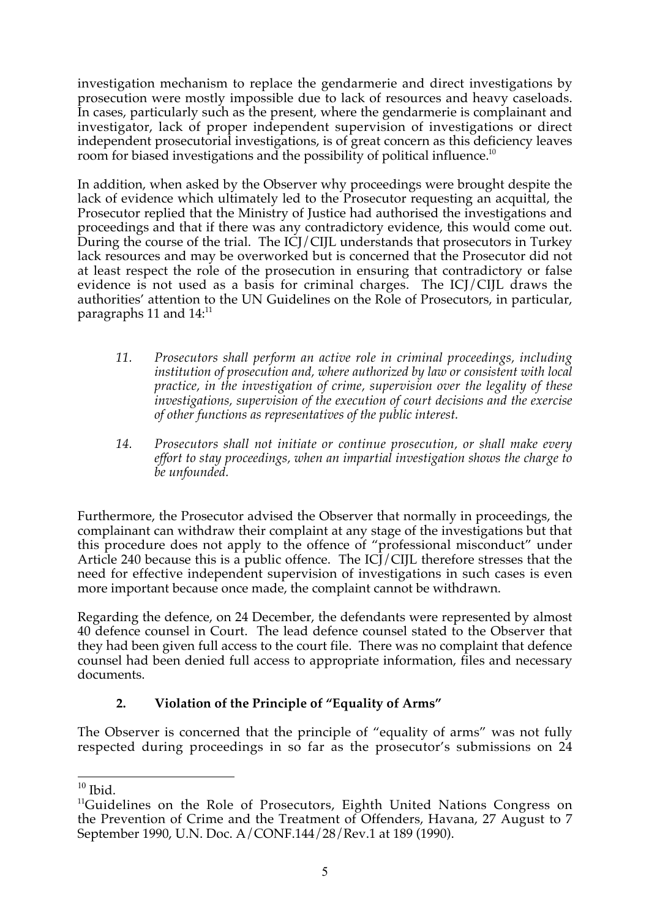investigation mechanism to replace the gendarmerie and direct investigations by prosecution were mostly impossible due to lack of resources and heavy caseloads. In cases, particularly such as the present, where the gendarmerie is complainant and investigator, lack of proper independent supervision of investigations or direct independent prosecutorial investigations, is of great concern as this deficiency leaves room for biased investigations and the possibility of political influence.[10]

In addition, when asked by the Observer why proceedings were brought despite the lack of evidence which ultimately led to the Prosecutor requesting an acquittal, the Prosecutor replied that the Ministry of Justice had authorised the investigations and proceedings and that if there was any contradictory evidence, this would come out. During the course of the trial. The ICJ/CIJL understands that prosecutors in Turkey lack resources and may be overworked but is concerned that the Prosecutor did not at least respect the role of the prosecution in ensuring that contradictory or false evidence is not used as a basis for criminal charges. The ICJ/CIJL draws the authorities' attention to the UN Guidelines on the Role of Prosecutors, in particular, paragraphs 11 and 14:[11]

> *11. Prosecutors shall perform an active role in criminal proceedings, including institution of prosecution and, where authorized by law or consistent with local practice, in the investigation of crime, supervision over the legality of these investigations, supervision of the execution of court decisions and the exercise of other functions as representatives of the public interest.*
>
> *14. Prosecutors shall not initiate or continue prosecution, or shall make every effort to stay proceedings, when an impartial investigation shows the charge to be unfounded.*

Furthermore, the Prosecutor advised the Observer that normally in proceedings, the complainant can withdraw their complaint at any stage of the investigations but that this procedure does not apply to the offence of "professional misconduct" under Article 240 because this is a public offence. The ICJ/CIJL therefore stresses that the need for effective independent supervision of investigations in such cases is even more important because once made, the complaint cannot be withdrawn.

Regarding the defence, on 24 December, the defendants were represented by almost 40 defence counsel in Court. The lead defence counsel stated to the Observer that they had been given full access to the court file. There was no complaint that defence counsel had been denied full access to appropriate information, files and necessary documents.

### 2. Violation of the Principle of "Equality of Arms"

The Observer is concerned that the principle of "equality of arms" was not fully respected during proceedings in so far as the prosecutor's submissions on 24

---

[10] Ibid.

[11] Guidelines on the Role of Prosecutors, Eighth United Nations Congress on the Prevention of Crime and the Treatment of Offenders, Havana, 27 August to 7 September 1990, U.N. Doc. A/CONF.144/28/Rev.1 at 189 (1990).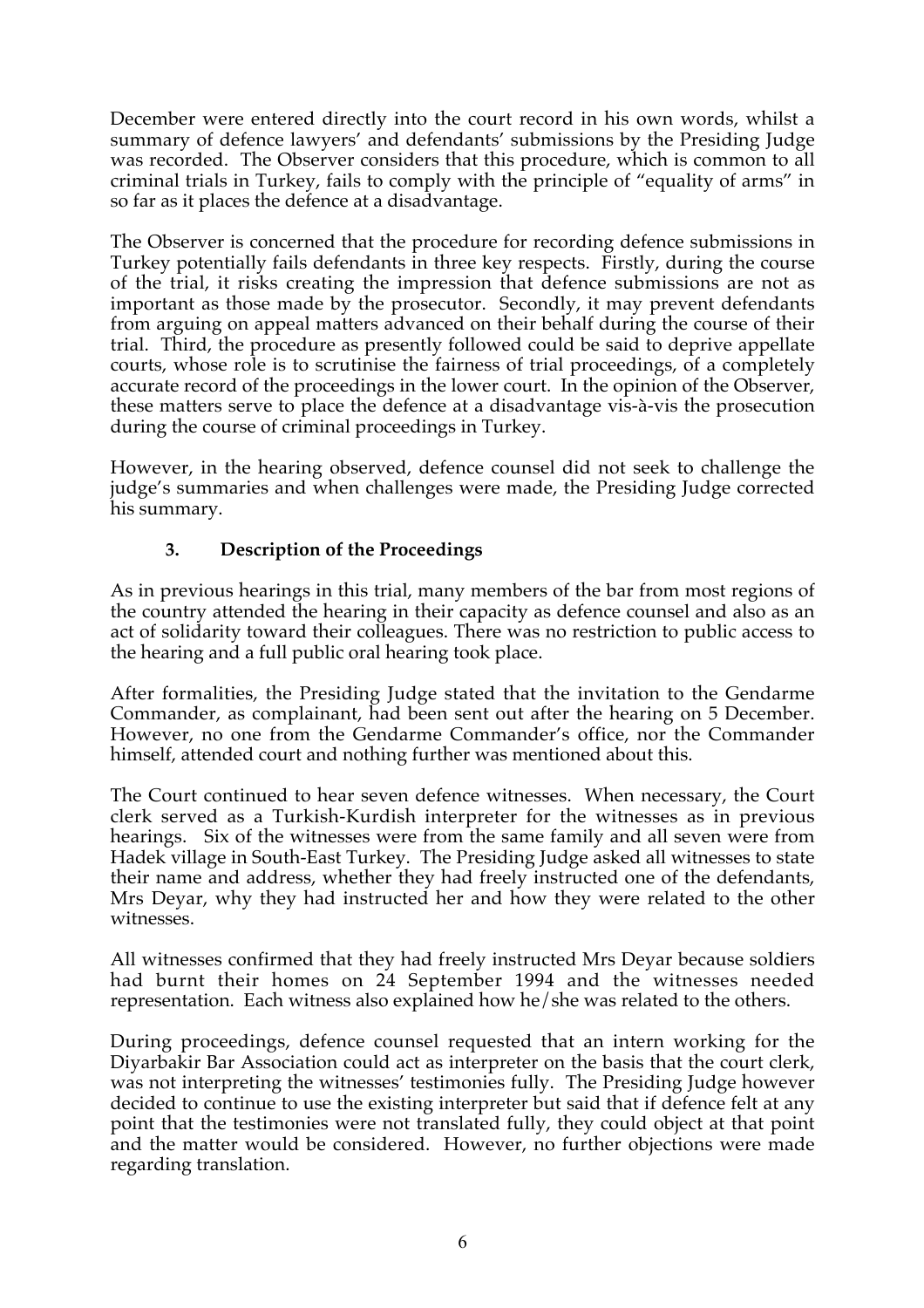December were entered directly into the court record in his own words, whilst a summary of defence lawyers' and defendants' submissions by the Presiding Judge was recorded. The Observer considers that this procedure, which is common to all criminal trials in Turkey, fails to comply with the principle of "equality of arms" in so far as it places the defence at a disadvantage.

The Observer is concerned that the procedure for recording defence submissions in Turkey potentially fails defendants in three key respects. Firstly, during the course of the trial, it risks creating the impression that defence submissions are not as important as those made by the prosecutor. Secondly, it may prevent defendants from arguing on appeal matters advanced on their behalf during the course of their trial. Third, the procedure as presently followed could be said to deprive appellate courts, whose role is to scrutinise the fairness of trial proceedings, of a completely accurate record of the proceedings in the lower court. In the opinion of the Observer, these matters serve to place the defence at a disadvantage vis-à-vis the prosecution during the course of criminal proceedings in Turkey.

However, in the hearing observed, defence counsel did not seek to challenge the judge's summaries and when challenges were made, the Presiding Judge corrected his summary.

## 3. Description of the Proceedings

As in previous hearings in this trial, many members of the bar from most regions of the country attended the hearing in their capacity as defence counsel and also as an act of solidarity toward their colleagues. There was no restriction to public access to the hearing and a full public oral hearing took place.

After formalities, the Presiding Judge stated that the invitation to the Gendarme Commander, as complainant, had been sent out after the hearing on 5 December. However, no one from the Gendarme Commander's office, nor the Commander himself, attended court and nothing further was mentioned about this.

The Court continued to hear seven defence witnesses. When necessary, the Court clerk served as a Turkish-Kurdish interpreter for the witnesses as in previous hearings. Six of the witnesses were from the same family and all seven were from Hadek village in South-East Turkey. The Presiding Judge asked all witnesses to state their name and address, whether they had freely instructed one of the defendants, Mrs Deyar, why they had instructed her and how they were related to the other witnesses.

All witnesses confirmed that they had freely instructed Mrs Deyar because soldiers had burnt their homes on 24 September 1994 and the witnesses needed representation. Each witness also explained how he/she was related to the others.

During proceedings, defence counsel requested that an intern working for the Diyarbakir Bar Association could act as interpreter on the basis that the court clerk, was not interpreting the witnesses' testimonies fully. The Presiding Judge however decided to continue to use the existing interpreter but said that if defence felt at any point that the testimonies were not translated fully, they could object at that point and the matter would be considered. However, no further objections were made regarding translation.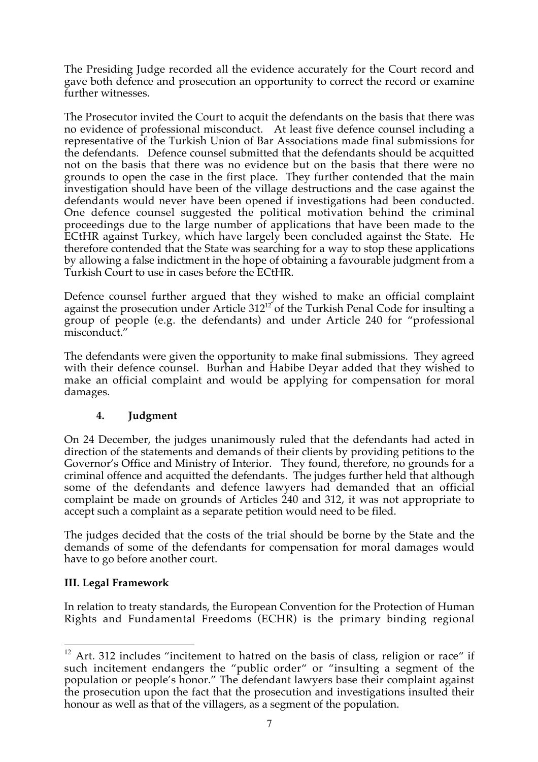The Presiding Judge recorded all the evidence accurately for the Court record and gave both defence and prosecution an opportunity to correct the record or examine further witnesses.

The Prosecutor invited the Court to acquit the defendants on the basis that there was no evidence of professional misconduct. At least five defence counsel including a representative of the Turkish Union of Bar Associations made final submissions for the defendants. Defence counsel submitted that the defendants should be acquitted not on the basis that there was no evidence but on the basis that there were no grounds to open the case in the first place. They further contended that the main investigation should have been of the village destructions and the case against the defendants would never have been opened if investigations had been conducted. One defence counsel suggested the political motivation behind the criminal proceedings due to the large number of applications that have been made to the ECtHR against Turkey, which have largely been concluded against the State. He therefore contended that the State was searching for a way to stop these applications by allowing a false indictment in the hope of obtaining a favourable judgment from a Turkish Court to use in cases before the ECtHR.

Defence counsel further argued that they wished to make an official complaint against the prosecution under Article 312[12] of the Turkish Penal Code for insulting a group of people (e.g. the defendants) and under Article 240 for "professional misconduct."

The defendants were given the opportunity to make final submissions. They agreed with their defence counsel. Burhan and Habibe Deyar added that they wished to make an official complaint and would be applying for compensation for moral damages.

### 4. Judgment

On 24 December, the judges unanimously ruled that the defendants had acted in direction of the statements and demands of their clients by providing petitions to the Governor's Office and Ministry of Interior. They found, therefore, no grounds for a criminal offence and acquitted the defendants. The judges further held that although some of the defendants and defence lawyers had demanded that an official complaint be made on grounds of Articles 240 and 312, it was not appropriate to accept such a complaint as a separate petition would need to be filed.

The judges decided that the costs of the trial should be borne by the State and the demands of some of the defendants for compensation for moral damages would have to go before another court.

## III. Legal Framework

In relation to treaty standards, the European Convention for the Protection of Human Rights and Fundamental Freedoms (ECHR) is the primary binding regional

---

[12] Art. 312 includes "incitement to hatred on the basis of class, religion or race" if such incitement endangers the "public order" or "insulting a segment of the population or people's honor." The defendant lawyers base their complaint against the prosecution upon the fact that the prosecution and investigations insulted their honour as well as that of the villagers, as a segment of the population.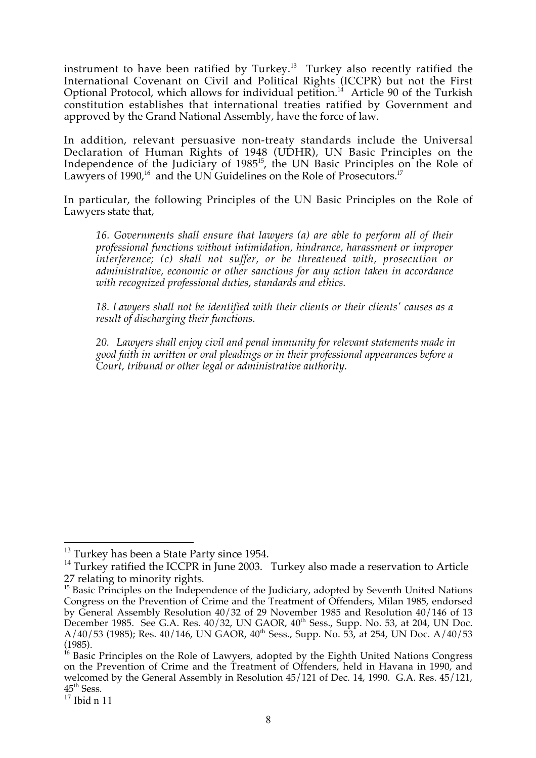instrument to have been ratified by Turkey.[13] Turkey also recently ratified the International Covenant on Civil and Political Rights (ICCPR) but not the First Optional Protocol, which allows for individual petition.[14] Article 90 of the Turkish constitution establishes that international treaties ratified by Government and approved by the Grand National Assembly, have the force of law.

In addition, relevant persuasive non-treaty standards include the Universal Declaration of Human Rights of 1948 (UDHR), UN Basic Principles on the Independence of the Judiciary of 1985[15], the UN Basic Principles on the Role of Lawyers of 1990,[16] and the UN Guidelines on the Role of Prosecutors.[17]

In particular, the following Principles of the UN Basic Principles on the Role of Lawyers state that,

> *16. Governments shall ensure that lawyers (a) are able to perform all of their professional functions without intimidation, hindrance, harassment or improper interference; (c) shall not suffer, or be threatened with, prosecution or administrative, economic or other sanctions for any action taken in accordance with recognized professional duties, standards and ethics.*
>
> *18. Lawyers shall not be identified with their clients or their clients' causes as a result of discharging their functions.*
>
> *20. Lawyers shall enjoy civil and penal immunity for relevant statements made in good faith in written or oral pleadings or in their professional appearances before a Court, tribunal or other legal or administrative authority.*

---

[13] Turkey has been a State Party since 1954.

[14] Turkey ratified the ICCPR in June 2003. Turkey also made a reservation to Article 27 relating to minority rights.

[15] Basic Principles on the Independence of the Judiciary, adopted by Seventh United Nations Congress on the Prevention of Crime and the Treatment of Offenders, Milan 1985, endorsed by General Assembly Resolution 40/32 of 29 November 1985 and Resolution 40/146 of 13 December 1985. See G.A. Res. 40/32, UN GAOR, 40th Sess., Supp. No. 53, at 204, UN Doc. A/40/53 (1985); Res. 40/146, UN GAOR, 40th Sess., Supp. No. 53, at 254, UN Doc. A/40/53 (1985).

[16] Basic Principles on the Role of Lawyers, adopted by the Eighth United Nations Congress on the Prevention of Crime and the Treatment of Offenders, held in Havana in 1990, and welcomed by the General Assembly in Resolution 45/121 of Dec. 14, 1990. G.A. Res. 45/121, 45th Sess.

[17] Ibid n 11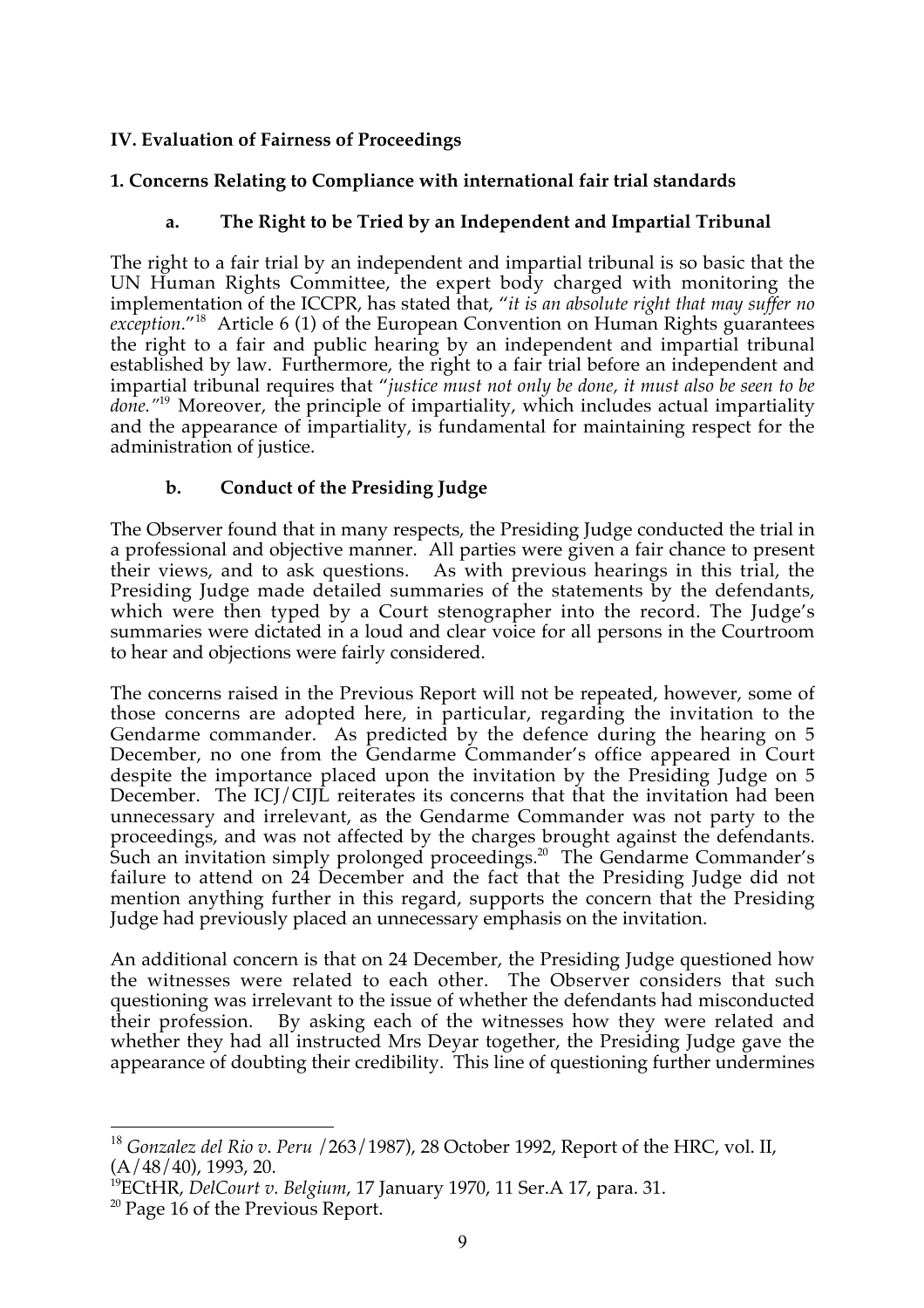## IV. Evaluation of Fairness of Proceedings

### 1. Concerns Relating to Compliance with international fair trial standards

#### a. The Right to be Tried by an Independent and Impartial Tribunal

The right to a fair trial by an independent and impartial tribunal is so basic that the UN Human Rights Committee, the expert body charged with monitoring the implementation of the ICCPR, has stated that, "*it is an absolute right that may suffer no exception*."[18] Article 6 (1) of the European Convention on Human Rights guarantees the right to a fair and public hearing by an independent and impartial tribunal established by law. Furthermore, the right to a fair trial before an independent and impartial tribunal requires that "*justice must not only be done, it must also be seen to be done.*"[19] Moreover, the principle of impartiality, which includes actual impartiality and the appearance of impartiality, is fundamental for maintaining respect for the administration of justice.

#### b. Conduct of the Presiding Judge

The Observer found that in many respects, the Presiding Judge conducted the trial in a professional and objective manner. All parties were given a fair chance to present their views, and to ask questions. As with previous hearings in this trial, the Presiding Judge made detailed summaries of the statements by the defendants, which were then typed by a Court stenographer into the record. The Judge's summaries were dictated in a loud and clear voice for all persons in the Courtroom to hear and objections were fairly considered.

The concerns raised in the Previous Report will not be repeated, however, some of those concerns are adopted here, in particular, regarding the invitation to the Gendarme commander. As predicted by the defence during the hearing on 5 December, no one from the Gendarme Commander's office appeared in Court despite the importance placed upon the invitation by the Presiding Judge on 5 December. The ICJ/CIJL reiterates its concerns that that the invitation had been unnecessary and irrelevant, as the Gendarme Commander was not party to the proceedings, and was not affected by the charges brought against the defendants. Such an invitation simply prolonged proceedings.[20] The Gendarme Commander's failure to attend on 24 December and the fact that the Presiding Judge did not mention anything further in this regard, supports the concern that the Presiding Judge had previously placed an unnecessary emphasis on the invitation.

An additional concern is that on 24 December, the Presiding Judge questioned how the witnesses were related to each other. The Observer considers that such questioning was irrelevant to the issue of whether the defendants had misconducted their profession. By asking each of the witnesses how they were related and whether they had all instructed Mrs Deyar together, the Presiding Judge gave the appearance of doubting their credibility. This line of questioning further undermines

---

[18] *Gonzalez del Rio v. Peru* /263/1987), 28 October 1992, Report of the HRC, vol. II, (A/48/40), 1993, 20.

[19] ECtHR, *DelCourt v. Belgium*, 17 January 1970, 11 Ser.A 17, para. 31.

[20] Page 16 of the Previous Report.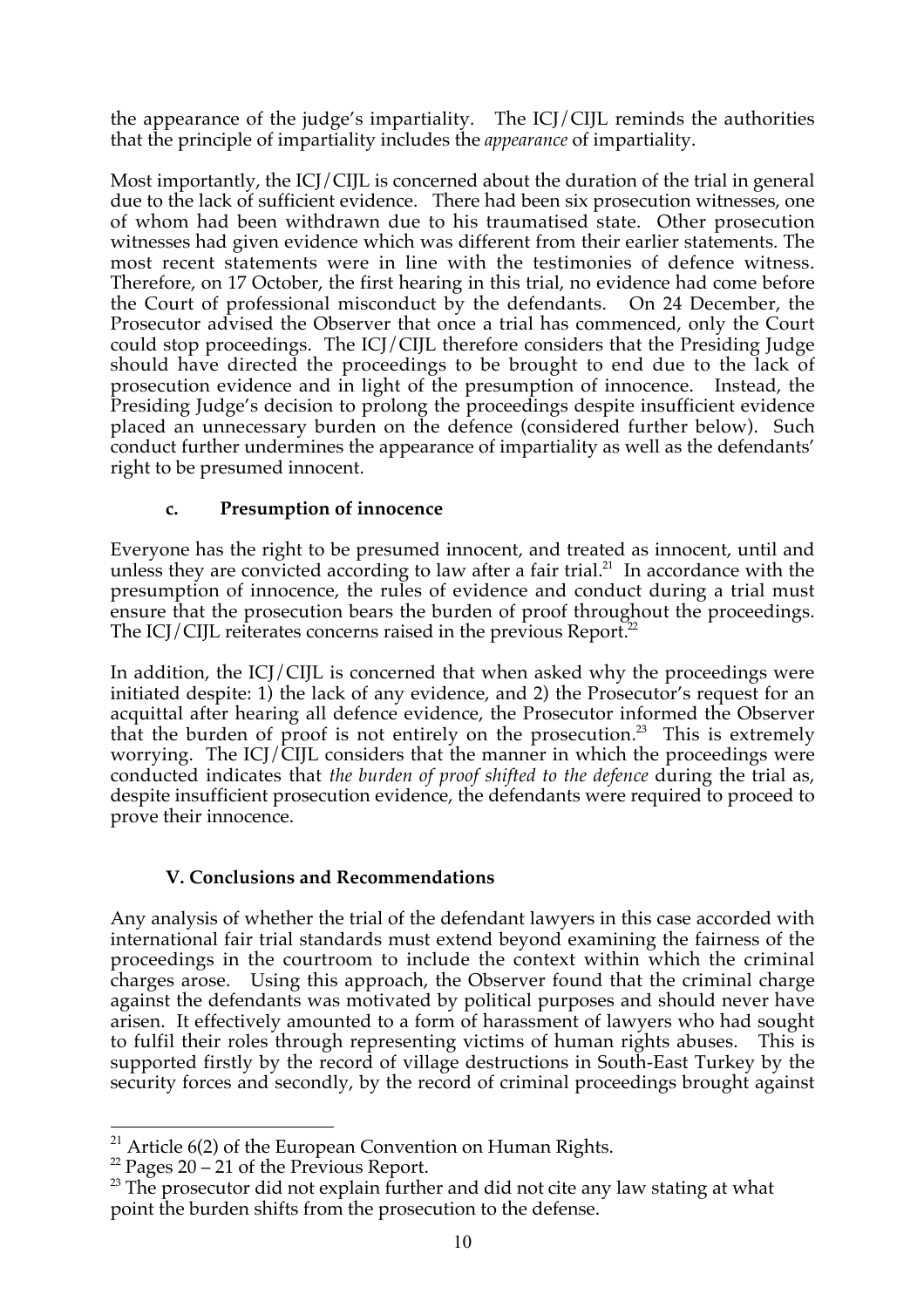the appearance of the judge's impartiality. The ICJ/CIJL reminds the authorities that the principle of impartiality includes the *appearance* of impartiality.

Most importantly, the ICJ/CIJL is concerned about the duration of the trial in general due to the lack of sufficient evidence. There had been six prosecution witnesses, one of whom had been withdrawn due to his traumatised state. Other prosecution witnesses had given evidence which was different from their earlier statements. The most recent statements were in line with the testimonies of defence witness. Therefore, on 17 October, the first hearing in this trial, no evidence had come before the Court of professional misconduct by the defendants. On 24 December, the Prosecutor advised the Observer that once a trial has commenced, only the Court could stop proceedings. The ICJ/CIJL therefore considers that the Presiding Judge should have directed the proceedings to be brought to end due to the lack of prosecution evidence and in light of the presumption of innocence. Instead, the Presiding Judge's decision to prolong the proceedings despite insufficient evidence placed an unnecessary burden on the defence (considered further below). Such conduct further undermines the appearance of impartiality as well as the defendants' right to be presumed innocent.

### c. Presumption of innocence

Everyone has the right to be presumed innocent, and treated as innocent, until and unless they are convicted according to law after a fair trial.[21] In accordance with the presumption of innocence, the rules of evidence and conduct during a trial must ensure that the prosecution bears the burden of proof throughout the proceedings. The ICJ/CIJL reiterates concerns raised in the previous Report.[22]

In addition, the ICJ/CIJL is concerned that when asked why the proceedings were initiated despite: 1) the lack of any evidence, and 2) the Prosecutor's request for an acquittal after hearing all defence evidence, the Prosecutor informed the Observer that the burden of proof is not entirely on the prosecution.[23] This is extremely worrying. The ICJ/CIJL considers that the manner in which the proceedings were conducted indicates that *the burden of proof shifted to the defence* during the trial as, despite insufficient prosecution evidence, the defendants were required to proceed to prove their innocence.

## V. Conclusions and Recommendations

Any analysis of whether the trial of the defendant lawyers in this case accorded with international fair trial standards must extend beyond examining the fairness of the proceedings in the courtroom to include the context within which the criminal charges arose. Using this approach, the Observer found that the criminal charge against the defendants was motivated by political purposes and should never have arisen. It effectively amounted to a form of harassment of lawyers who had sought to fulfil their roles through representing victims of human rights abuses. This is supported firstly by the record of village destructions in South-East Turkey by the security forces and secondly, by the record of criminal proceedings brought against

---

[21] Article 6(2) of the European Convention on Human Rights.

[22] Pages 20 – 21 of the Previous Report.

[23] The prosecutor did not explain further and did not cite any law stating at what point the burden shifts from the prosecution to the defense.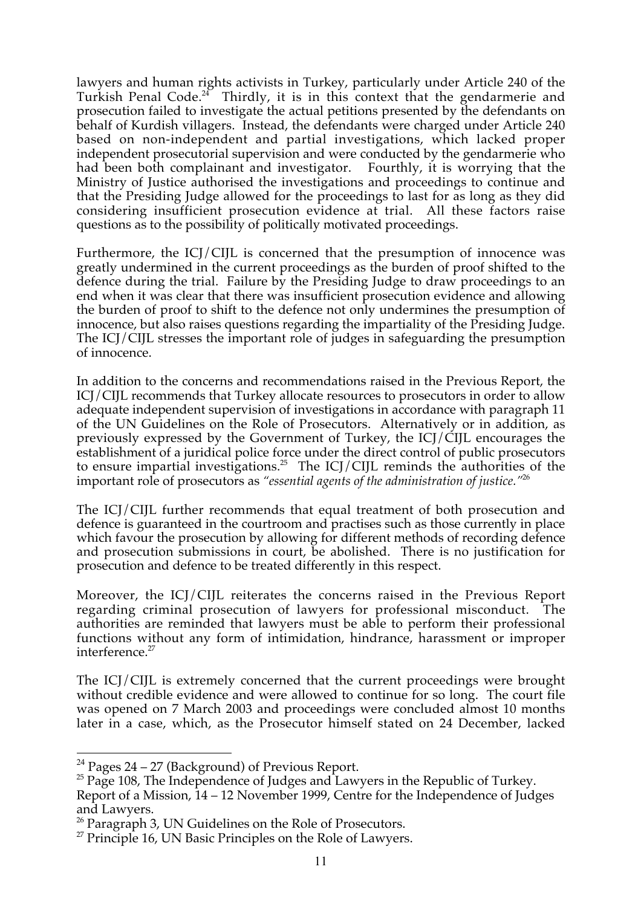lawyers and human rights activists in Turkey, particularly under Article 240 of the Turkish Penal Code.[24] Thirdly, it is in this context that the gendarmerie and prosecution failed to investigate the actual petitions presented by the defendants on behalf of Kurdish villagers. Instead, the defendants were charged under Article 240 based on non-independent and partial investigations, which lacked proper independent prosecutorial supervision and were conducted by the gendarmerie who had been both complainant and investigator. Fourthly, it is worrying that the Ministry of Justice authorised the investigations and proceedings to continue and that the Presiding Judge allowed for the proceedings to last for as long as they did considering insufficient prosecution evidence at trial. All these factors raise questions as to the possibility of politically motivated proceedings.

Furthermore, the ICJ/CIJL is concerned that the presumption of innocence was greatly undermined in the current proceedings as the burden of proof shifted to the defence during the trial. Failure by the Presiding Judge to draw proceedings to an end when it was clear that there was insufficient prosecution evidence and allowing the burden of proof to shift to the defence not only undermines the presumption of innocence, but also raises questions regarding the impartiality of the Presiding Judge. The ICJ/CIJL stresses the important role of judges in safeguarding the presumption of innocence.

In addition to the concerns and recommendations raised in the Previous Report, the ICJ/CIJL recommends that Turkey allocate resources to prosecutors in order to allow adequate independent supervision of investigations in accordance with paragraph 11 of the UN Guidelines on the Role of Prosecutors. Alternatively or in addition, as previously expressed by the Government of Turkey, the ICJ/CIJL encourages the establishment of a juridical police force under the direct control of public prosecutors to ensure impartial investigations.[25] The ICJ/CIJL reminds the authorities of the important role of prosecutors as *"essential agents of the administration of justice."*[26]

The ICJ/CIJL further recommends that equal treatment of both prosecution and defence is guaranteed in the courtroom and practises such as those currently in place which favour the prosecution by allowing for different methods of recording defence and prosecution submissions in court, be abolished. There is no justification for prosecution and defence to be treated differently in this respect.

Moreover, the ICJ/CIJL reiterates the concerns raised in the Previous Report regarding criminal prosecution of lawyers for professional misconduct. The authorities are reminded that lawyers must be able to perform their professional functions without any form of intimidation, hindrance, harassment or improper interference.[27]

The ICJ/CIJL is extremely concerned that the current proceedings were brought without credible evidence and were allowed to continue for so long. The court file was opened on 7 March 2003 and proceedings were concluded almost 10 months later in a case, which, as the Prosecutor himself stated on 24 December, lacked

---

[24] Pages 24 – 27 (Background) of Previous Report.

[25] Page 108, The Independence of Judges and Lawyers in the Republic of Turkey. Report of a Mission, 14 – 12 November 1999, Centre for the Independence of Judges and Lawyers.

[26] Paragraph 3, UN Guidelines on the Role of Prosecutors.

[27] Principle 16, UN Basic Principles on the Role of Lawyers.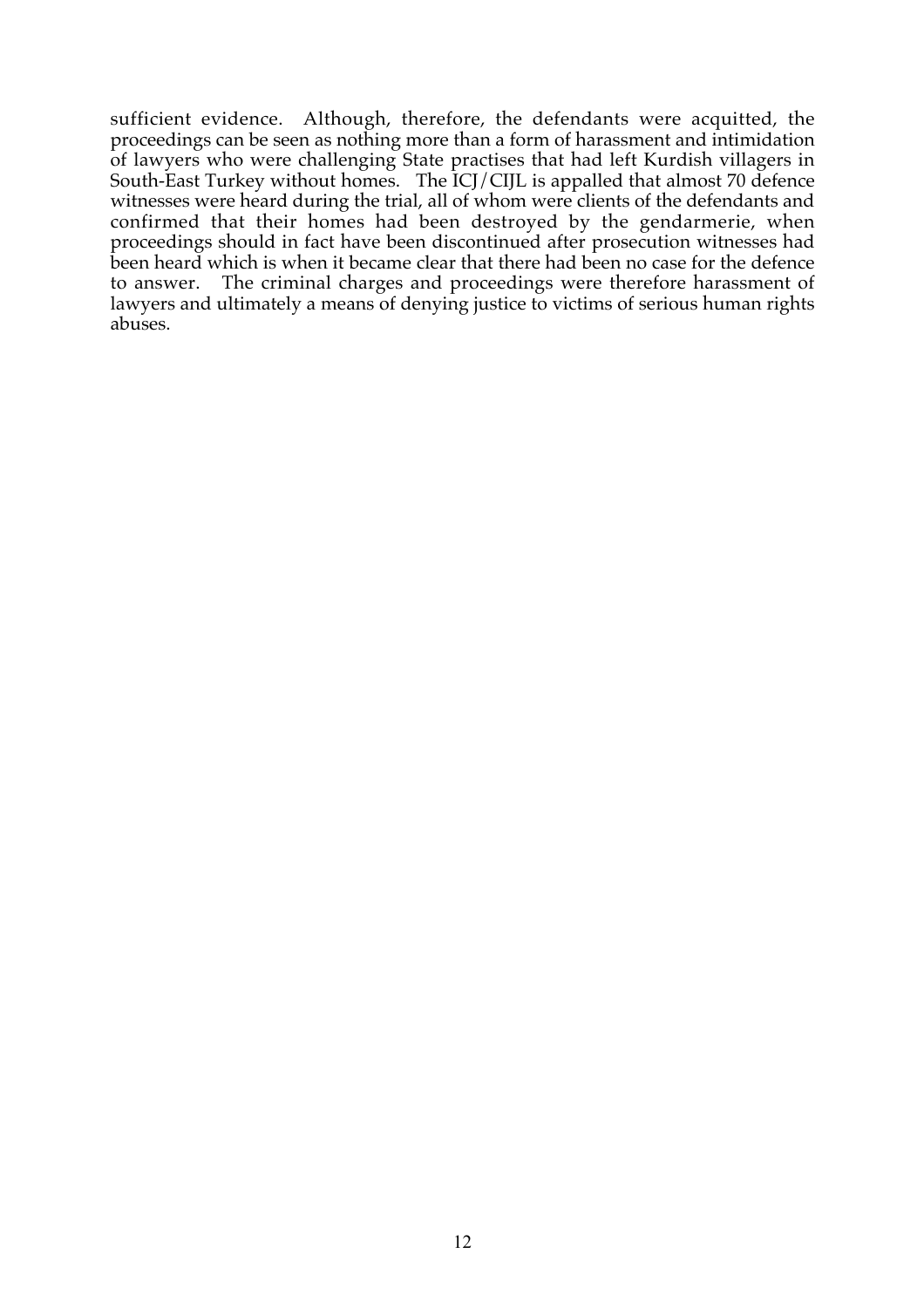sufficient evidence. Although, therefore, the defendants were acquitted, the proceedings can be seen as nothing more than a form of harassment and intimidation of lawyers who were challenging State practises that had left Kurdish villagers in South-East Turkey without homes. The ICJ/CIJL is appalled that almost 70 defence witnesses were heard during the trial, all of whom were clients of the defendants and confirmed that their homes had been destroyed by the gendarmerie, when proceedings should in fact have been discontinued after prosecution witnesses had been heard which is when it became clear that there had been no case for the defence to answer. The criminal charges and proceedings were therefore harassment of lawyers and ultimately a means of denying justice to victims of serious human rights abuses.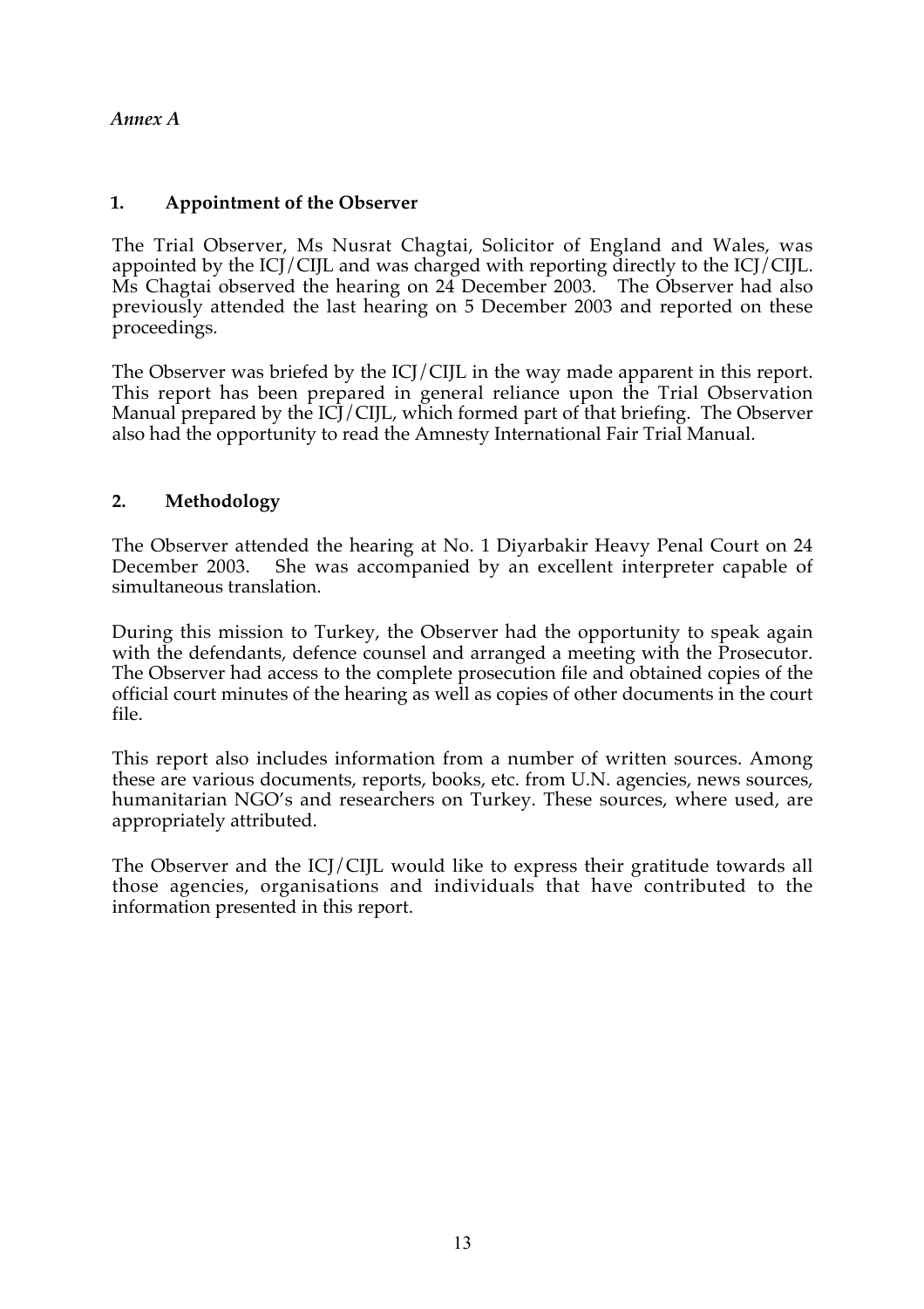*Annex A*

## 1. Appointment of the Observer

The Trial Observer, Ms Nusrat Chagtai, Solicitor of England and Wales, was appointed by the ICJ/CIJL and was charged with reporting directly to the ICJ/CIJL. Ms Chagtai observed the hearing on 24 December 2003. The Observer had also previously attended the last hearing on 5 December 2003 and reported on these proceedings.

The Observer was briefed by the ICJ/CIJL in the way made apparent in this report. This report has been prepared in general reliance upon the Trial Observation Manual prepared by the ICJ/CIJL, which formed part of that briefing. The Observer also had the opportunity to read the Amnesty International Fair Trial Manual.

## 2. Methodology

The Observer attended the hearing at No. 1 Diyarbakir Heavy Penal Court on 24 December 2003. She was accompanied by an excellent interpreter capable of simultaneous translation.

During this mission to Turkey, the Observer had the opportunity to speak again with the defendants, defence counsel and arranged a meeting with the Prosecutor. The Observer had access to the complete prosecution file and obtained copies of the official court minutes of the hearing as well as copies of other documents in the court file.

This report also includes information from a number of written sources. Among these are various documents, reports, books, etc. from U.N. agencies, news sources, humanitarian NGO's and researchers on Turkey. These sources, where used, are appropriately attributed.

The Observer and the ICJ/CIJL would like to express their gratitude towards all those agencies, organisations and individuals that have contributed to the information presented in this report.